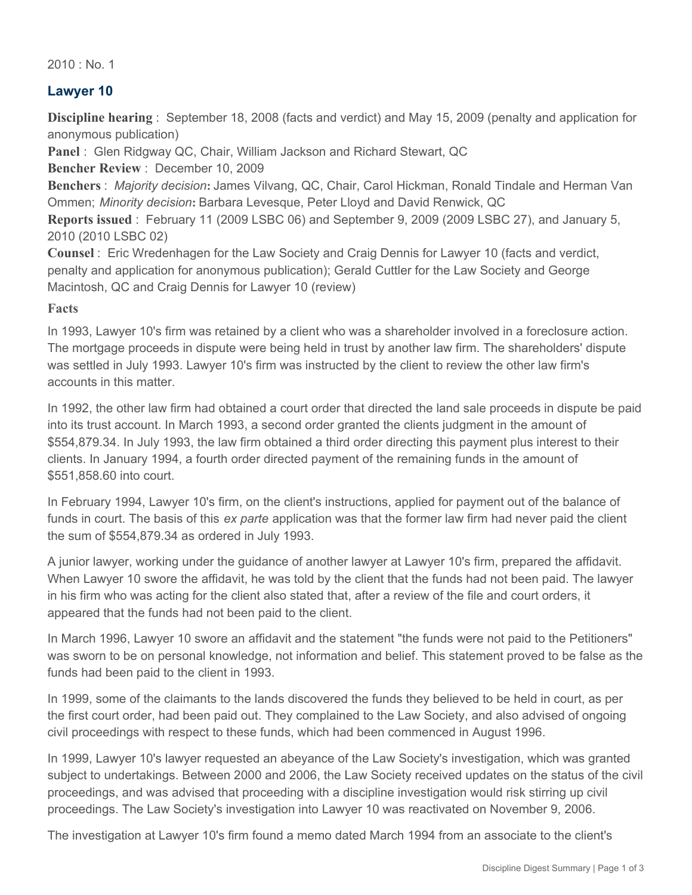2010 : No. 1

## Lawyer 10

**Discipline hearing** : September 18, 2008 (facts and verdict) and May 15, 2009 (penalty and application for anonymous publication)
**Panel** : Glen Ridgway QC, Chair, William Jackson and Richard Stewart, QC
**Bencher Review** : December 10, 2009
**Benchers** : *Majority decision***:** James Vilvang, QC, Chair, Carol Hickman, Ronald Tindale and Herman Van Ommen; *Minority decision***:** Barbara Levesque, Peter Lloyd and David Renwick, QC
**Reports issued** : February 11 (2009 LSBC 06) and September 9, 2009 (2009 LSBC 27), and January 5, 2010 (2010 LSBC 02)
**Counsel** : Eric Wredenhagen for the Law Society and Craig Dennis for Lawyer 10 (facts and verdict, penalty and application for anonymous publication); Gerald Cuttler for the Law Society and George Macintosh, QC and Craig Dennis for Lawyer 10 (review)

### Facts

In 1993, Lawyer 10's firm was retained by a client who was a shareholder involved in a foreclosure action. The mortgage proceeds in dispute were being held in trust by another law firm. The shareholders' dispute was settled in July 1993. Lawyer 10's firm was instructed by the client to review the other law firm's accounts in this matter.

In 1992, the other law firm had obtained a court order that directed the land sale proceeds in dispute be paid into its trust account. In March 1993, a second order granted the clients judgment in the amount of $554,879.34. In July 1993, the law firm obtained a third order directing this payment plus interest to their clients. In January 1994, a fourth order directed payment of the remaining funds in the amount of $551,858.60 into court.

In February 1994, Lawyer 10's firm, on the client's instructions, applied for payment out of the balance of funds in court. The basis of this *ex parte* application was that the former law firm had never paid the client the sum of $554,879.34 as ordered in July 1993.

A junior lawyer, working under the guidance of another lawyer at Lawyer 10's firm, prepared the affidavit. When Lawyer 10 swore the affidavit, he was told by the client that the funds had not been paid. The lawyer in his firm who was acting for the client also stated that, after a review of the file and court orders, it appeared that the funds had not been paid to the client.

In March 1996, Lawyer 10 swore an affidavit and the statement "the funds were not paid to the Petitioners" was sworn to be on personal knowledge, not information and belief. This statement proved to be false as the funds had been paid to the client in 1993.

In 1999, some of the claimants to the lands discovered the funds they believed to be held in court, as per the first court order, had been paid out. They complained to the Law Society, and also advised of ongoing civil proceedings with respect to these funds, which had been commenced in August 1996.

In 1999, Lawyer 10's lawyer requested an abeyance of the Law Society's investigation, which was granted subject to undertakings. Between 2000 and 2006, the Law Society received updates on the status of the civil proceedings, and was advised that proceeding with a discipline investigation would risk stirring up civil proceedings. The Law Society's investigation into Lawyer 10 was reactivated on November 9, 2006.

The investigation at Lawyer 10's firm found a memo dated March 1994 from an associate to the client's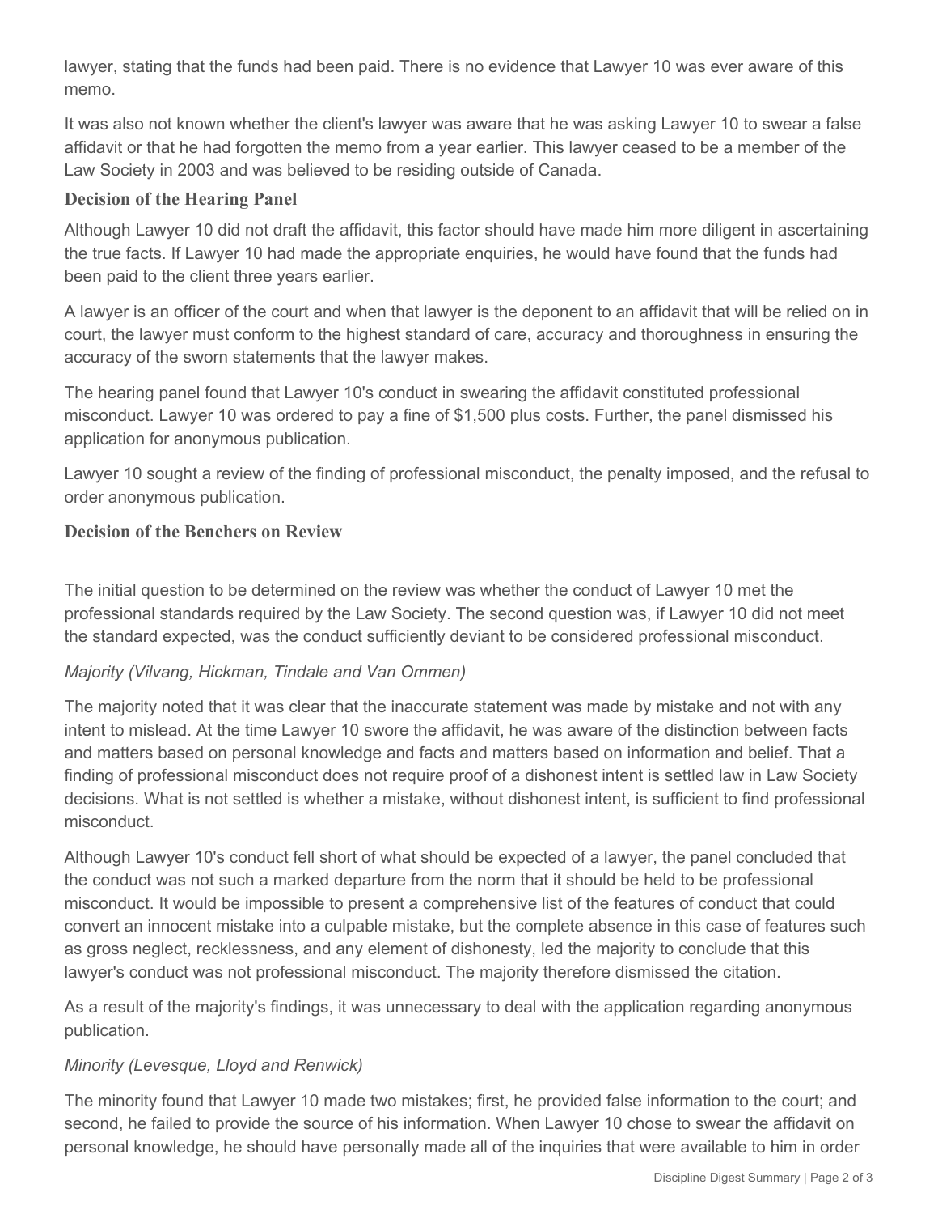lawyer, stating that the funds had been paid. There is no evidence that Lawyer 10 was ever aware of this memo.

It was also not known whether the client's lawyer was aware that he was asking Lawyer 10 to swear a false affidavit or that he had forgotten the memo from a year earlier. This lawyer ceased to be a member of the Law Society in 2003 and was believed to be residing outside of Canada.

### Decision of the Hearing Panel

Although Lawyer 10 did not draft the affidavit, this factor should have made him more diligent in ascertaining the true facts. If Lawyer 10 had made the appropriate enquiries, he would have found that the funds had been paid to the client three years earlier.

A lawyer is an officer of the court and when that lawyer is the deponent to an affidavit that will be relied on in court, the lawyer must conform to the highest standard of care, accuracy and thoroughness in ensuring the accuracy of the sworn statements that the lawyer makes.

The hearing panel found that Lawyer 10's conduct in swearing the affidavit constituted professional misconduct. Lawyer 10 was ordered to pay a fine of $1,500 plus costs. Further, the panel dismissed his application for anonymous publication.

Lawyer 10 sought a review of the finding of professional misconduct, the penalty imposed, and the refusal to order anonymous publication.

### Decision of the Benchers on Review

The initial question to be determined on the review was whether the conduct of Lawyer 10 met the professional standards required by the Law Society. The second question was, if Lawyer 10 did not meet the standard expected, was the conduct sufficiently deviant to be considered professional misconduct.

*Majority (Vilvang, Hickman, Tindale and Van Ommen)*

The majority noted that it was clear that the inaccurate statement was made by mistake and not with any intent to mislead. At the time Lawyer 10 swore the affidavit, he was aware of the distinction between facts and matters based on personal knowledge and facts and matters based on information and belief. That a finding of professional misconduct does not require proof of a dishonest intent is settled law in Law Society decisions. What is not settled is whether a mistake, without dishonest intent, is sufficient to find professional misconduct.

Although Lawyer 10's conduct fell short of what should be expected of a lawyer, the panel concluded that the conduct was not such a marked departure from the norm that it should be held to be professional misconduct. It would be impossible to present a comprehensive list of the features of conduct that could convert an innocent mistake into a culpable mistake, but the complete absence in this case of features such as gross neglect, recklessness, and any element of dishonesty, led the majority to conclude that this lawyer's conduct was not professional misconduct. The majority therefore dismissed the citation.

As a result of the majority's findings, it was unnecessary to deal with the application regarding anonymous publication.

*Minority (Levesque, Lloyd and Renwick)*

The minority found that Lawyer 10 made two mistakes; first, he provided false information to the court; and second, he failed to provide the source of his information. When Lawyer 10 chose to swear the affidavit on personal knowledge, he should have personally made all of the inquiries that were available to him in order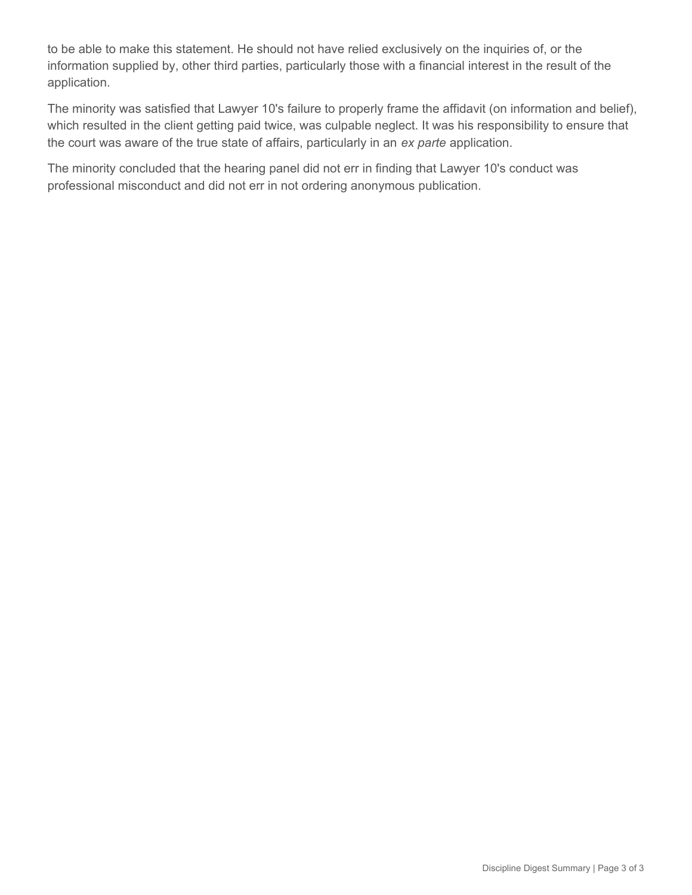to be able to make this statement. He should not have relied exclusively on the inquiries of, or the information supplied by, other third parties, particularly those with a financial interest in the result of the application.

The minority was satisfied that Lawyer 10's failure to properly frame the affidavit (on information and belief), which resulted in the client getting paid twice, was culpable neglect. It was his responsibility to ensure that the court was aware of the true state of affairs, particularly in an *ex parte* application.

The minority concluded that the hearing panel did not err in finding that Lawyer 10's conduct was professional misconduct and did not err in not ordering anonymous publication.